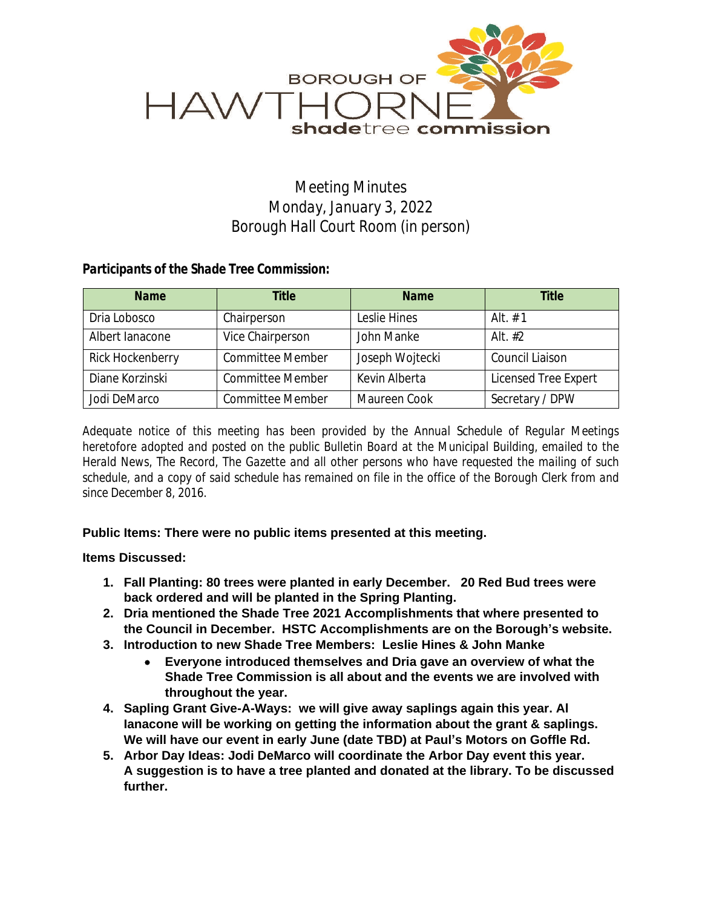BOROUGH OF HAWTHORNE shadetree commission

# Meeting Minutes
## Monday, January 3, 2022
## Borough Hall Court Room (in person)

**Participants of the Shade Tree Commission:**

| Name | Title | Name | Title |
|---|---|---|---|
| Dria Lobosco | Chairperson | Leslie Hines | Alt. # 1 |
| Albert Ianacone | Vice Chairperson | John Manke | Alt. #2 |
| Rick Hockenberry | Committee Member | Joseph Wojtecki | Council Liaison |
| Diane Korzinski | Committee Member | Kevin Alberta | Licensed Tree Expert |
| Jodi DeMarco | Committee Member | Maureen Cook | Secretary / DPW |

*Adequate notice of this meeting has been provided by the Annual Schedule of Regular Meetings heretofore adopted and posted on the public Bulletin Board at the Municipal Building, emailed to the Herald News, The Record, The Gazette and all other persons who have requested the mailing of such schedule, and a copy of said schedule has remained on file in the office of the Borough Clerk from and since December 8, 2016.*

**Public Items: There were no public items presented at this meeting.**

**Items Discussed:**

1. **Fall Planting: 80 trees were planted in early December. 20 Red Bud trees were back ordered and will be planted in the Spring Planting.**
2. **Dria mentioned the Shade Tree 2021 Accomplishments that where presented to the Council in December. HSTC Accomplishments are on the Borough's website.**
3. **Introduction to new Shade Tree Members: Leslie Hines & John Manke**
   - **Everyone introduced themselves and Dria gave an overview of what the Shade Tree Commission is all about and the events we are involved with throughout the year.**
4. **Sapling Grant Give-A-Ways: we will give away saplings again this year. Al Ianacone will be working on getting the information about the grant & saplings. We will have our event in early June (date TBD) at Paul's Motors on Goffle Rd.**
5. **Arbor Day Ideas: Jodi DeMarco will coordinate the Arbor Day event this year. A suggestion is to have a tree planted and donated at the library. To be discussed further.**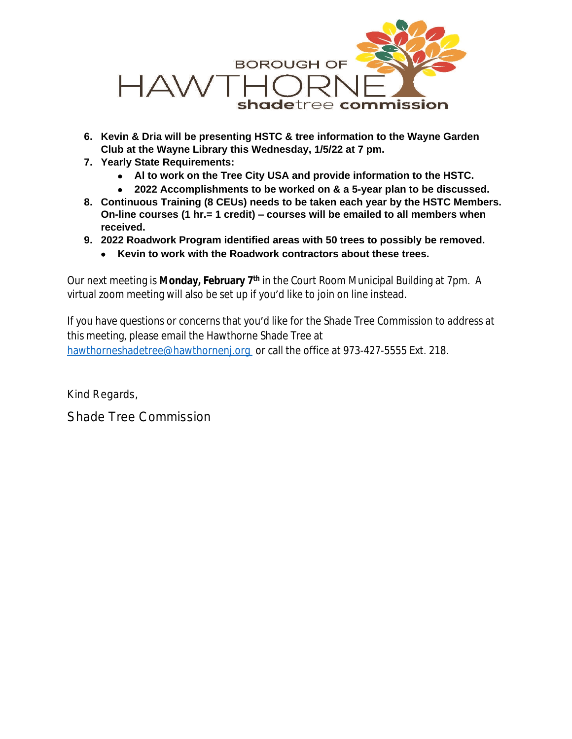BOROUGH OF HAWTHORNE shadetree commission

6. **Kevin & Dria will be presenting HSTC & tree information to the Wayne Garden Club at the Wayne Library this Wednesday, 1/5/22 at 7 pm.**
7. **Yearly State Requirements:**
   - **Al to work on the Tree City USA and provide information to the HSTC.**
   - **2022 Accomplishments to be worked on & a 5-year plan to be discussed.**
8. **Continuous Training (8 CEUs) needs to be taken each year by the HSTC Members. On-line courses (1 hr.= 1 credit) – courses will be emailed to all members when received.**
9. **2022 Roadwork Program identified areas with 50 trees to possibly be removed.**
   - **Kevin to work with the Roadwork contractors about these trees.**

Our next meeting is **Monday, February 7th** in the Court Room Municipal Building at 7pm. A virtual zoom meeting will also be set up if you'd like to join on line instead.

If you have questions or concerns that you'd like for the Shade Tree Commission to address at this meeting, please email the Hawthorne Shade Tree at hawthorneshadetree@hawthornenj.org or call the office at 973-427-5555 Ext. 218.

Kind Regards,

Shade Tree Commission